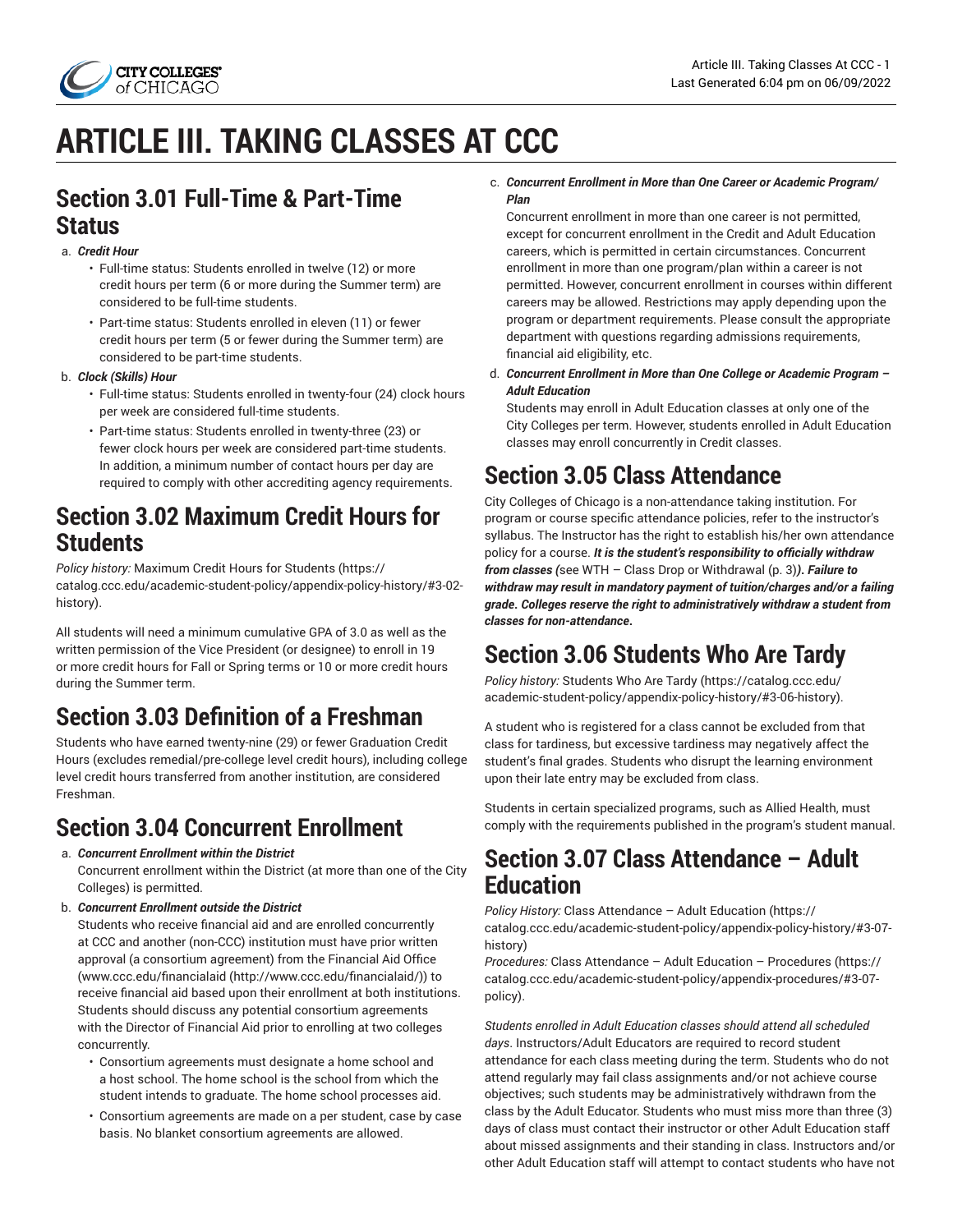# ARTICLE III. TAKING CLASSES AT CCC

## Section 3.01 Full-Time & Part-Time Status

a. ***Credit Hour***
   - Full-time status: Students enrolled in twelve (12) or more credit hours per term (6 or more during the Summer term) are considered to be full-time students.
   - Part-time status: Students enrolled in eleven (11) or fewer credit hours per term (5 or fewer during the Summer term) are considered to be part-time students.

b. ***Clock (Skills) Hour***
   - Full-time status: Students enrolled in twenty-four (24) clock hours per week are considered full-time students.
   - Part-time status: Students enrolled in twenty-three (23) or fewer clock hours per week are considered part-time students. In addition, a minimum number of contact hours per day are required to comply with other accrediting agency requirements.

## Section 3.02 Maximum Credit Hours for Students

*Policy history:* Maximum Credit Hours for Students (https://catalog.ccc.edu/academic-student-policy/appendix-policy-history/#3-02-history).

All students will need a minimum cumulative GPA of 3.0 as well as the written permission of the Vice President (or designee) to enroll in 19 or more credit hours for Fall or Spring terms or 10 or more credit hours during the Summer term.

## Section 3.03 Definition of a Freshman

Students who have earned twenty-nine (29) or fewer Graduation Credit Hours (excludes remedial/pre-college level credit hours), including college level credit hours transferred from another institution, are considered Freshman.

## Section 3.04 Concurrent Enrollment

a. ***Concurrent Enrollment within the District***
   Concurrent enrollment within the District (at more than one of the City Colleges) is permitted.

b. ***Concurrent Enrollment outside the District***
   Students who receive financial aid and are enrolled concurrently at CCC and another (non-CCC) institution must have prior written approval (a consortium agreement) from the Financial Aid Office (www.ccc.edu/financialaid (http://www.ccc.edu/financialaid/)) to receive financial aid based upon their enrollment at both institutions. Students should discuss any potential consortium agreements with the Director of Financial Aid prior to enrolling at two colleges concurrently.
   - Consortium agreements must designate a home school and a host school. The home school is the school from which the student intends to graduate. The home school processes aid.
   - Consortium agreements are made on a per student, case by case basis. No blanket consortium agreements are allowed.

c. ***Concurrent Enrollment in More than One Career or Academic Program/Plan***
   Concurrent enrollment in more than one career is not permitted, except for concurrent enrollment in the Credit and Adult Education careers, which is permitted in certain circumstances. Concurrent enrollment in more than one program/plan within a career is not permitted. However, concurrent enrollment in courses within different careers may be allowed. Restrictions may apply depending on the program or department requirements. Please consult the appropriate department with questions regarding admissions requirements, financial aid eligibility, etc.

d. ***Concurrent Enrollment in More than One College or Academic Program – Adult Education***
   Students may enroll in Adult Education classes at only one of the City Colleges per term. However, students enrolled in Adult Education classes may enroll concurrently in Credit classes.

## Section 3.05 Class Attendance

City Colleges of Chicago is a non-attendance taking institution. For program or course specific attendance policies, refer to the instructor's syllabus. The Instructor has the right to establish his/her own attendance policy for a course. ***It is the student's responsibility to officially withdraw from classes (***see WTH – Class Drop or Withdrawal (p. 3)***). Failure to withdraw may result in mandatory payment of tuition/charges and/or a failing grade. Colleges reserve the right to administratively withdraw a student from classes for non-attendance.***

## Section 3.06 Students Who Are Tardy

*Policy history:* Students Who Are Tardy (https://catalog.ccc.edu/academic-student-policy/appendix-policy-history/#3-06-history).

A student who is registered for a class cannot be excluded from that class for tardiness, but excessive tardiness may negatively affect the student's final grades. Students who disrupt the learning environment upon their late entry may be excluded from class.

Students in certain specialized programs, such as Allied Health, must comply with the requirements published in the program's student manual.

## Section 3.07 Class Attendance – Adult Education

*Policy History:* Class Attendance – Adult Education (https://catalog.ccc.edu/academic-student-policy/appendix-policy-history/#3-07-history)
*Procedures:* Class Attendance – Adult Education – Procedures (https://catalog.ccc.edu/academic-student-policy/appendix-procedures/#3-07-policy).

*Students enrolled in Adult Education classes should attend all scheduled days*. Instructors/Adult Educators are required to record student attendance for each class meeting during the term. Students who do not attend regularly may fail class assignments and/or not achieve course objectives; such students may be administratively withdrawn from the class by the Adult Educator. Students who must miss more than three (3) days of class must contact their instructor or other Adult Education staff about missed assignments and their standing in class. Instructors and/or other Adult Education staff will attempt to contact students who have not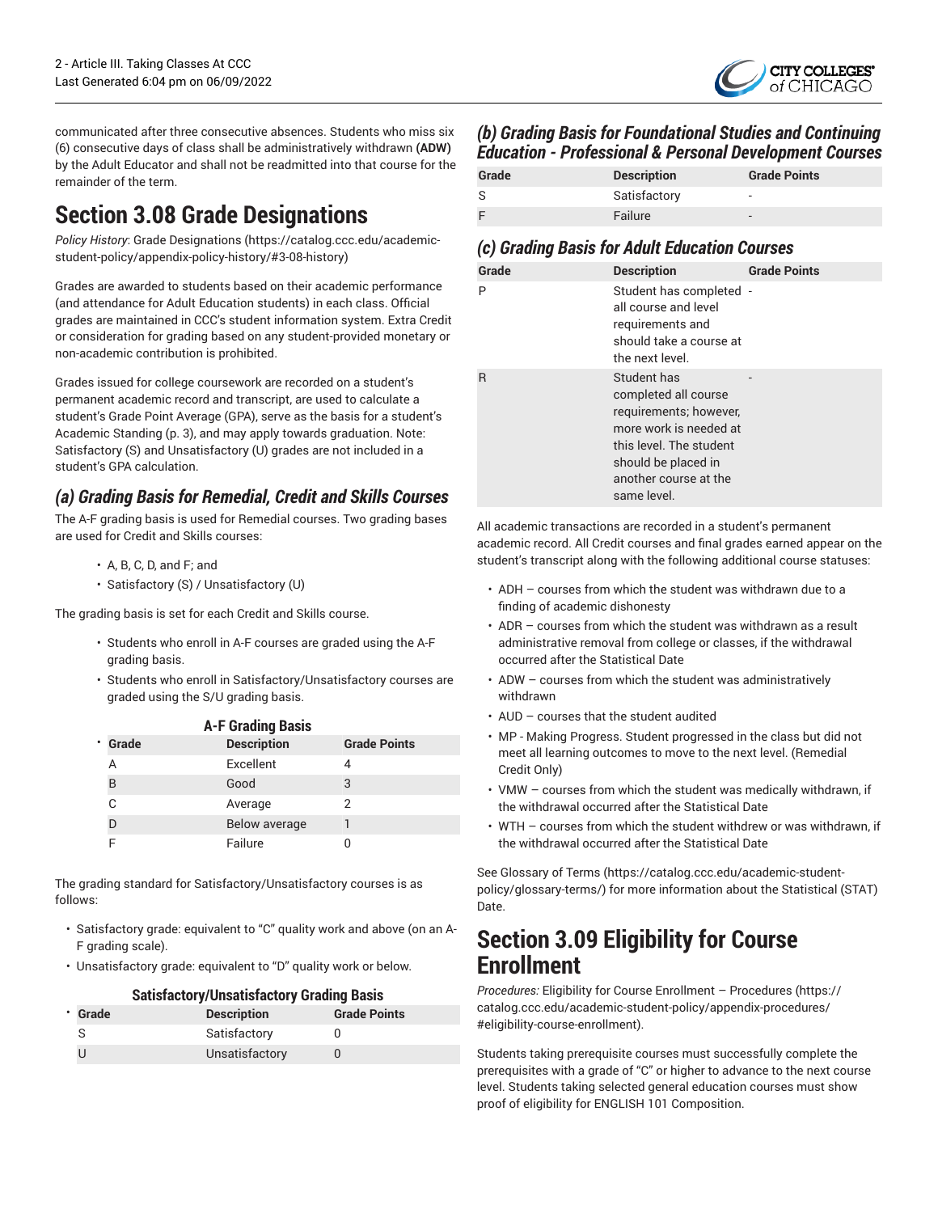communicated after three consecutive absences. Students who miss six (6) consecutive days of class shall be administratively withdrawn **(ADW)** by the Adult Educator and shall not be readmitted into that course for the remainder of the term.

# Section 3.08 Grade Designations

*Policy History*: Grade Designations (https://catalog.ccc.edu/academic-student-policy/appendix-policy-history/#3-08-history)

Grades are awarded to students based on their academic performance (and attendance for Adult Education students) in each class. Official grades are maintained in CCC's student information system. Extra Credit or consideration for grading based on any student-provided monetary or non-academic contribution is prohibited.

Grades issued for college coursework are recorded on a student's permanent academic record and transcript, are used to calculate a student's Grade Point Average (GPA), serve as the basis for a student's Academic Standing (p. 3), and may apply towards graduation. Note: Satisfactory (S) and Unsatisfactory (U) grades are not included in a student's GPA calculation.

## *(a) Grading Basis for Remedial, Credit and Skills Courses*

The A-F grading basis is used for Remedial courses. Two grading bases are used for Credit and Skills courses:

- A, B, C, D, and F; and
- Satisfactory (S) / Unsatisfactory (U)

The grading basis is set for each Credit and Skills course.

- Students who enroll in A-F courses are graded using the A-F grading basis.
- Students who enroll in Satisfactory/Unsatisfactory courses are graded using the S/U grading basis.

**A-F Grading Basis**

| Grade | Description | Grade Points |
|---|---|---|
| A | Excellent | 4 |
| B | Good | 3 |
| C | Average | 2 |
| D | Below average | 1 |
| F | Failure | 0 |

The grading standard for Satisfactory/Unsatisfactory courses is as follows:

- Satisfactory grade: equivalent to "C" quality work and above (on an A-F grading scale).
- Unsatisfactory grade: equivalent to "D" quality work or below.

**Satisfactory/Unsatisfactory Grading Basis**

| Grade | Description | Grade Points |
|---|---|---|
| S | Satisfactory | 0 |
| U | Unsatisfactory | 0 |

## *(b) Grading Basis for Foundational Studies and Continuing Education - Professional & Personal Development Courses*

| Grade | Description | Grade Points |
|---|---|---|
| S | Satisfactory | - |
| F | Failure | - |

## *(c) Grading Basis for Adult Education Courses*

| Grade | Description | Grade Points |
|---|---|---|
| P | Student has completed all course and level requirements and should take a course at the next level. | - |
| R | Student has completed all course requirements; however, more work is needed at this level. The student should be placed in another course at the same level. | - |

All academic transactions are recorded in a student's permanent academic record. All Credit courses and final grades earned appear on the student's transcript along with the following additional course statuses:

- ADH – courses from which the student was withdrawn due to a finding of academic dishonesty
- ADR – courses from which the student was withdrawn as a result administrative removal from college or classes, if the withdrawal occurred after the Statistical Date
- ADW – courses from which the student was administratively withdrawn
- AUD – courses that the student audited
- MP - Making Progress. Student progressed in the class but did not meet all learning outcomes to move to the next level. (Remedial Credit Only)
- VMW – courses from which the student was medically withdrawn, if the withdrawal occurred after the Statistical Date
- WTH – courses from which the student withdrew or was withdrawn, if the withdrawal occurred after the Statistical Date

See Glossary of Terms (https://catalog.ccc.edu/academic-student-policy/glossary-terms/) for more information about the Statistical (STAT) Date.

# Section 3.09 Eligibility for Course Enrollment

*Procedures:* Eligibility for Course Enrollment – Procedures (https://catalog.ccc.edu/academic-student-policy/appendix-procedures/#eligibility-course-enrollment).

Students taking prerequisite courses must successfully complete the prerequisites with a grade of "C" or higher to advance to the next course level. Students taking selected general education courses must show proof of eligibility for ENGLISH 101 Composition.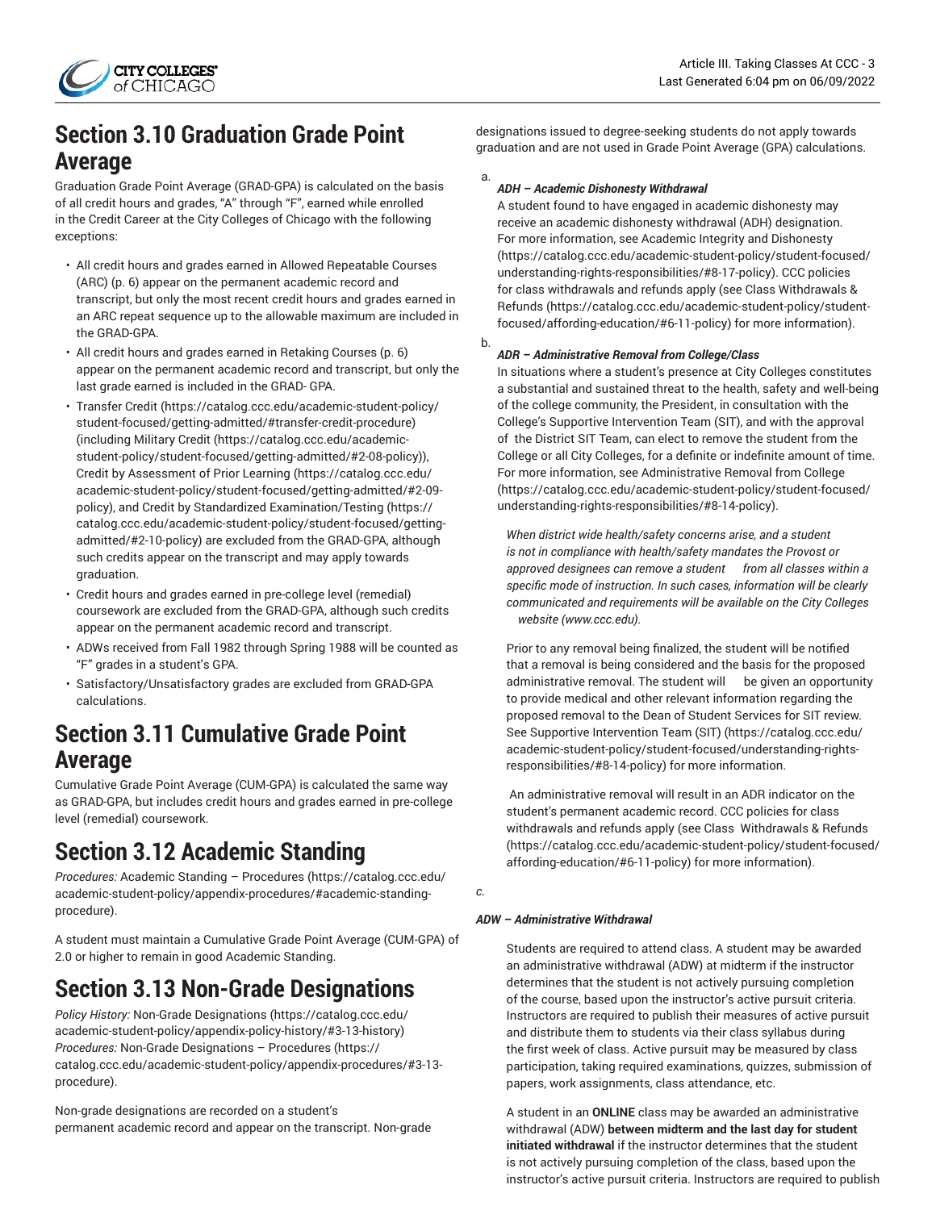## Section 3.10 Graduation Grade Point Average

Graduation Grade Point Average (GRAD-GPA) is calculated on the basis of all credit hours and grades, "A" through "F", earned while enrolled in the Credit Career at the City Colleges of Chicago with the following exceptions:

- All credit hours and grades earned in Allowed Repeatable Courses (ARC) (p. 6) appear on the permanent academic record and transcript, but only the most recent credit hours and grades earned in an ARC repeat sequence up to the allowable maximum are included in the GRAD-GPA.
- All credit hours and grades earned in Retaking Courses (p. 6) appear on the permanent academic record and transcript, but only the last grade earned is included in the GRAD- GPA.
- Transfer Credit (https://catalog.ccc.edu/academic-student-policy/student-focused/getting-admitted/#transfer-credit-procedure) (including Military Credit (https://catalog.ccc.edu/academic-student-policy/student-focused/getting-admitted/#2-08-policy)), Credit by Assessment of Prior Learning (https://catalog.ccc.edu/academic-student-policy/student-focused/getting-admitted/#2-09-policy), and Credit by Standardized Examination/Testing (https://catalog.ccc.edu/academic-student-policy/student-focused/getting-admitted/#2-10-policy) are excluded from the GRAD-GPA, although such credits appear on the transcript and may apply towards graduation.
- Credit hours and grades earned in pre-college level (remedial) coursework are excluded from the GRAD-GPA, although such credits appear on the permanent academic record and transcript.
- ADWs received from Fall 1982 through Spring 1988 will be counted as "F" grades in a student's GPA.
- Satisfactory/Unsatisfactory grades are excluded from GRAD-GPA calculations.

## Section 3.11 Cumulative Grade Point Average

Cumulative Grade Point Average (CUM-GPA) is calculated the same way as GRAD-GPA, but includes credit hours and grades earned in pre-college level (remedial) coursework.

## Section 3.12 Academic Standing

*Procedures:* Academic Standing – Procedures (https://catalog.ccc.edu/academic-student-policy/appendix-procedures/#academic-standing-procedure).

A student must maintain a Cumulative Grade Point Average (CUM-GPA) of 2.0 or higher to remain in good Academic Standing.

## Section 3.13 Non-Grade Designations

*Policy History:* Non-Grade Designations (https://catalog.ccc.edu/academic-student-policy/appendix-policy-history/#3-13-history)
*Procedures:* Non-Grade Designations – Procedures (https://catalog.ccc.edu/academic-student-policy/appendix-procedures/#3-13-procedure).

Non-grade designations are recorded on a student's permanent academic record and appear on the transcript. Non-grade designations issued to degree-seeking students do not apply towards graduation and are not used in Grade Point Average (GPA) calculations.

a.

***ADH – Academic Dishonesty Withdrawal***

A student found to have engaged in academic dishonesty may receive an academic dishonesty withdrawal (ADH) designation. For more information, see Academic Integrity and Dishonesty (https://catalog.ccc.edu/academic-student-policy/student-focused/understanding-rights-responsibilities/#8-17-policy). CCC policies for class withdrawals and refunds apply (see Class Withdrawals & Refunds (https://catalog.ccc.edu/academic-student-policy/student-focused/affording-education/#6-11-policy) for more information).

b.

***ADR – Administrative Removal from College/Class***

In situations where a student's presence at City Colleges constitutes a substantial and sustained threat to the health, safety and well-being of the college community, the President, in consultation with the College's Supportive Intervention Team (SIT), and with the approval of the District SIT Team, can elect to remove the student from the College or all City Colleges, for a definite or indefinite amount of time. For more information, see Administrative Removal from College (https://catalog.ccc.edu/academic-student-policy/student-focused/understanding-rights-responsibilities/#8-14-policy).

*When district wide health/safety concerns arise, and a student is not in compliance with health/safety mandates the Provost or approved designees can remove a student from all classes within a specific mode of instruction. In such cases, information will be clearly communicated and requirements will be available on the City Colleges website (www.ccc.edu).*

Prior to any removal being finalized, the student will be notified that a removal is being considered and the basis for the proposed administrative removal. The student will be given an opportunity to provide medical and other relevant information regarding the proposed removal to the Dean of Student Services for SIT review. See Supportive Intervention Team (SIT) (https://catalog.ccc.edu/academic-student-policy/student-focused/understanding-rights-responsibilities/#8-14-policy) for more information.

An administrative removal will result in an ADR indicator on the student's permanent academic record. CCC policies for class withdrawals and refunds apply (see Class Withdrawals & Refunds (https://catalog.ccc.edu/academic-student-policy/student-focused/affording-education/#6-11-policy) for more information).

*c.*

***ADW – Administrative Withdrawal***

Students are required to attend class. A student may be awarded an administrative withdrawal (ADW) at midterm if the instructor determines that the student is not actively pursuing completion of the course, based upon the instructor's active pursuit criteria. Instructors are required to publish their measures of active pursuit and distribute them to students via their class syllabus during the first week of class. Active pursuit may be measured by class participation, taking required examinations, quizzes, submission of papers, work assignments, class attendance, etc.

A student in an **ONLINE** class may be awarded an administrative withdrawal (ADW) **between midterm and the last day for student initiated withdrawal** if the instructor determines that the student is not actively pursuing completion of the class, based upon the instructor's active pursuit criteria. Instructors are required to publish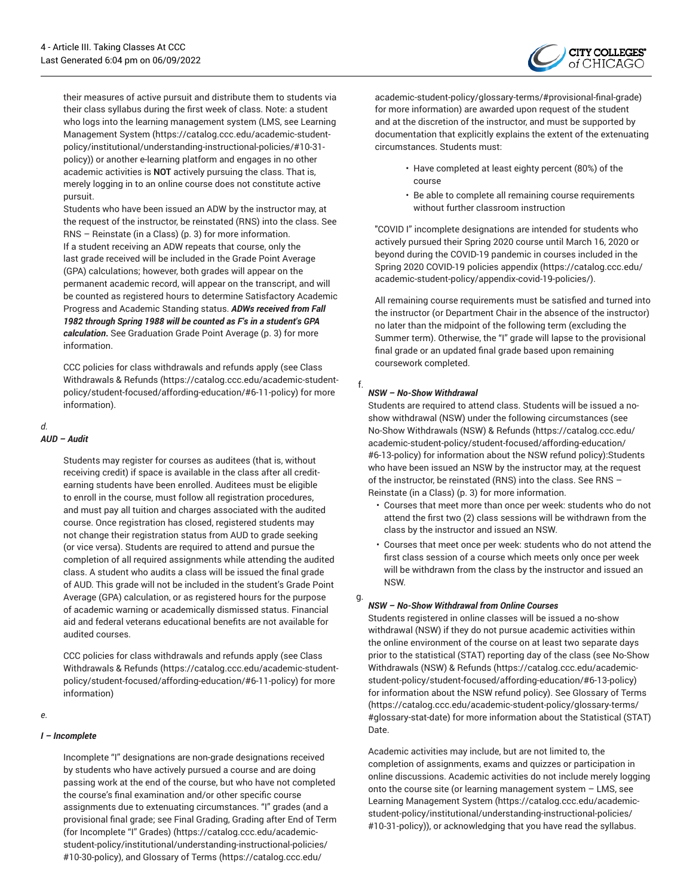their measures of active pursuit and distribute them to students via their class syllabus during the first week of class. Note: a student who logs into the learning management system (LMS, see Learning Management System (https://catalog.ccc.edu/academic-student-policy/institutional/understanding-instructional-policies/#10-31-policy)) or another e-learning platform and engages in no other academic activities is **NOT** actively pursuing the class. That is, merely logging in to an online course does not constitute active pursuit.

Students who have been issued an ADW by the instructor may, at the request of the instructor, be reinstated (RNS) into the class. See RNS – Reinstate (in a Class) (p. 3) for more information.

If a student receiving an ADW repeats that course, only the last grade received will be included in the Grade Point Average (GPA) calculations; however, both grades will appear on the permanent academic record, will appear on the transcript, and will be counted as registered hours to determine Satisfactory Academic Progress and Academic Standing status. ***ADWs received from Fall 1982 through Spring 1988 will be counted as F's in a student's GPA calculation.*** See Graduation Grade Point Average (p. 3) for more information.

CCC policies for class withdrawals and refunds apply (see Class Withdrawals & Refunds (https://catalog.ccc.edu/academic-student-policy/student-focused/affording-education/#6-11-policy) for more information).

*d.*

***AUD – Audit***

Students may register for courses as auditees (that is, without receiving credit) if space is available in the class after all credit-earning students have been enrolled. Auditees must be eligible to enroll in the course, must follow all registration procedures, and must pay all tuition and charges associated with the audited course. Once registration has closed, registered students may not change their registration status from AUD to grade seeking (or vice versa). Students are required to attend and pursue the completion of all required assignments while attending the audited class. A student who audits a class will be issued the final grade of AUD. This grade will not be included in the student's Grade Point Average (GPA) calculation, or as registered hours for the purpose of academic warning or academically dismissed status. Financial aid and federal veterans educational benefits are not available for audited courses.

CCC policies for class withdrawals and refunds apply (see Class Withdrawals & Refunds (https://catalog.ccc.edu/academic-student-policy/student-focused/affording-education/#6-11-policy) for more information)

*e.*

***I – Incomplete***

Incomplete "I" designations are non-grade designations received by students who have actively pursued a course and are doing passing work at the end of the course, but who have not completed the course's final examination and/or other specific course assignments due to extenuating circumstances. "I" grades (and a provisional final grade; see Final Grading, Grading after End of Term (for Incomplete "I" Grades) (https://catalog.ccc.edu/academic-student-policy/institutional/understanding-instructional-policies/#10-30-policy), and Glossary of Terms (https://catalog.ccc.edu/academic-student-policy/glossary-terms/#provisional-final-grade) for more information) are awarded upon request of the student and at the discretion of the instructor, and must be supported by documentation that explicitly explains the extent of the extenuating circumstances. Students must:

- Have completed at least eighty percent (80%) of the course
- Be able to complete all remaining course requirements without further classroom instruction

"COVID I" incomplete designations are intended for students who actively pursued their Spring 2020 course until March 16, 2020 or beyond during the COVID-19 pandemic in courses included in the Spring 2020 COVID-19 policies appendix (https://catalog.ccc.edu/academic-student-policy/appendix-covid-19-policies/).

All remaining course requirements must be satisfied and turned into the instructor (or Department Chair in the absence of the instructor) no later than the midpoint of the following term (excluding the Summer term). Otherwise, the "I" grade will lapse to the provisional final grade or an updated final grade based upon remaining coursework completed.

f.

***NSW – No-Show Withdrawal***

Students are required to attend class. Students will be issued a no-show withdrawal (NSW) under the following circumstances (see No-Show Withdrawals (NSW) & Refunds (https://catalog.ccc.edu/academic-student-policy/student-focused/affording-education/#6-13-policy) for information about the NSW refund policy):Students who have been issued an NSW by the instructor may, at the request of the instructor, be reinstated (RNS) into the class. See RNS – Reinstate (in a Class) (p. 3) for more information.

- Courses that meet more than once per week: students who do not attend the first two (2) class sessions will be withdrawn from the class by the instructor and issued an NSW.
- Courses that meet once per week: students who do not attend the first class session of a course which meets only once per week will be withdrawn from the class by the instructor and issued an NSW.

g.

***NSW – No-Show Withdrawal from Online Courses***

Students registered in online classes will be issued a no-show withdrawal (NSW) if they do not pursue academic activities within the online environment of the course on at least two separate days prior to the statistical (STAT) reporting day of the class (see No-Show Withdrawals (NSW) & Refunds (https://catalog.ccc.edu/academic-student-policy/student-focused/affording-education/#6-13-policy) for information about the NSW refund policy). See Glossary of Terms (https://catalog.ccc.edu/academic-student-policy/glossary-terms/#glossary-stat-date) for more information about the Statistical (STAT) Date.

Academic activities may include, but are not limited to, the completion of assignments, exams and quizzes or participation in online discussions. Academic activities do not include merely logging onto the course site (or learning management system – LMS, see Learning Management System (https://catalog.ccc.edu/academic-student-policy/institutional/understanding-instructional-policies/#10-31-policy)), or acknowledging that you have read the syllabus.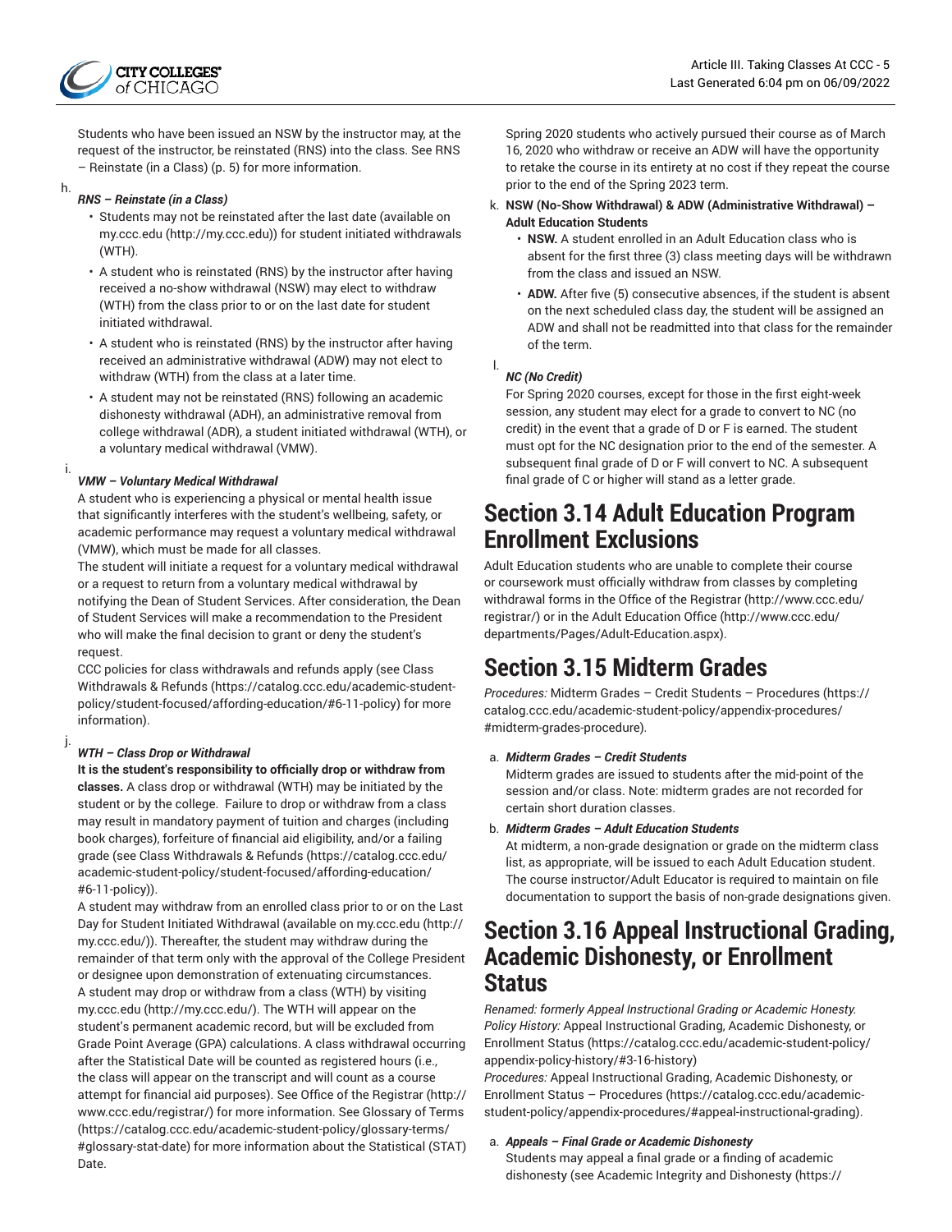Students who have been issued an NSW by the instructor may, at the request of the instructor, be reinstated (RNS) into the class. See RNS – Reinstate (in a Class) (p. 5) for more information.

h. ***RNS – Reinstate (in a Class)***

- Students may not be reinstated after the last date (available on my.ccc.edu (http://my.ccc.edu)) for student initiated withdrawals (WTH).
- A student who is reinstated (RNS) by the instructor after having received a no-show withdrawal (NSW) may elect to withdraw (WTH) from the class prior to or on the last date for student initiated withdrawal.
- A student who is reinstated (RNS) by the instructor after having received an administrative withdrawal (ADW) may not elect to withdraw (WTH) from the class at a later time.
- A student may not be reinstated (RNS) following an academic dishonesty withdrawal (ADH), an administrative removal from college withdrawal (ADR), a student initiated withdrawal (WTH), or a voluntary medical withdrawal (VMW).

i. ***VMW – Voluntary Medical Withdrawal***

A student who is experiencing a physical or mental health issue that significantly interferes with the student's wellbeing, safety, or academic performance may request a voluntary medical withdrawal (VMW), which must be made for all classes.

The student will initiate a request for a voluntary medical withdrawal or a request to return from a voluntary medical withdrawal by notifying the Dean of Student Services. After consideration, the Dean of Student Services will make a recommendation to the President who will make the final decision to grant or deny the student's request.

CCC policies for class withdrawals and refunds apply (see Class Withdrawals & Refunds (https://catalog.ccc.edu/academic-student-policy/student-focused/affording-education/#6-11-policy) for more information).

j. ***WTH – Class Drop or Withdrawal***

**It is the student's responsibility to officially drop or withdraw from classes.** A class drop or withdrawal (WTH) may be initiated by the student or by the college. Failure to drop or withdraw from a class may result in mandatory payment of tuition and charges (including book charges), forfeiture of financial aid eligibility, and/or a failing grade (see Class Withdrawals & Refunds (https://catalog.ccc.edu/academic-student-policy/student-focused/affording-education/#6-11-policy)).

A student may withdraw from an enrolled class prior to or on the Last Day for Student Initiated Withdrawal (available on my.ccc.edu (http://my.ccc.edu/)). Thereafter, the student may withdraw during the remainder of that term only with the approval of the College President or designee upon demonstration of extenuating circumstances.

A student may drop or withdraw from a class (WTH) by visiting my.ccc.edu (http://my.ccc.edu/). The WTH will appear on the student's permanent academic record, but will be excluded from Grade Point Average (GPA) calculations. A class withdrawal occurring after the Statistical Date will be counted as registered hours (i.e., the class will appear on the transcript and will count as a course attempt for financial aid purposes). See Office of the Registrar (http://www.ccc.edu/registrar/) for more information. See Glossary of Terms (https://catalog.ccc.edu/academic-student-policy/glossary-terms/#glossary-stat-date) for more information about the Statistical (STAT) Date.

Spring 2020 students who actively pursued their course as of March 16, 2020 who withdraw or receive an ADW will have the opportunity to retake the course in its entirety at no cost if they repeat the course prior to the end of the Spring 2023 term.

k. **NSW (No-Show Withdrawal) & ADW (Administrative Withdrawal) – Adult Education Students**

- **NSW.** A student enrolled in an Adult Education class who is absent for the first three (3) class meeting days will be withdrawn from the class and issued an NSW.
- **ADW.** After five (5) consecutive absences, if the student is absent on the next scheduled class day, the student will be assigned an ADW and shall not be readmitted into that class for the remainder of the term.

l. ***NC (No Credit)***

For Spring 2020 courses, except for those in the first eight-week session, any student may elect for a grade to convert to NC (no credit) in the event that a grade of D or F is earned. The student must opt for the NC designation prior to the end of the semester. A subsequent final grade of D or F will convert to NC. A subsequent final grade of C or higher will stand as a letter grade.

## Section 3.14 Adult Education Program Enrollment Exclusions

Adult Education students who are unable to complete their course or coursework must officially withdraw from classes by completing withdrawal forms in the Office of the Registrar (http://www.ccc.edu/registrar/) or in the Adult Education Office (http://www.ccc.edu/departments/Pages/Adult-Education.aspx).

## Section 3.15 Midterm Grades

*Procedures:* Midterm Grades – Credit Students – Procedures (https://catalog.ccc.edu/academic-student-policy/appendix-procedures/#midterm-grades-procedure).

a. ***Midterm Grades – Credit Students***

Midterm grades are issued to students after the mid-point of the session and/or class. Note: midterm grades are not recorded for certain short duration classes.

b. ***Midterm Grades – Adult Education Students***

At midterm, a non-grade designation or grade on the midterm class list, as appropriate, will be issued to each Adult Education student. The course instructor/Adult Educator is required to maintain on file documentation to support the basis of non-grade designations given.

## Section 3.16 Appeal Instructional Grading, Academic Dishonesty, or Enrollment Status

*Renamed: formerly Appeal Instructional Grading or Academic Honesty.*
*Policy History:* Appeal Instructional Grading, Academic Dishonesty, or Enrollment Status (https://catalog.ccc.edu/academic-student-policy/appendix-policy-history/#3-16-history)
*Procedures:* Appeal Instructional Grading, Academic Dishonesty, or Enrollment Status – Procedures (https://catalog.ccc.edu/academic-student-policy/appendix-procedures/#appeal-instructional-grading).

a. ***Appeals – Final Grade or Academic Dishonesty***

Students may appeal a final grade or a finding of academic dishonesty (see Academic Integrity and Dishonesty (https://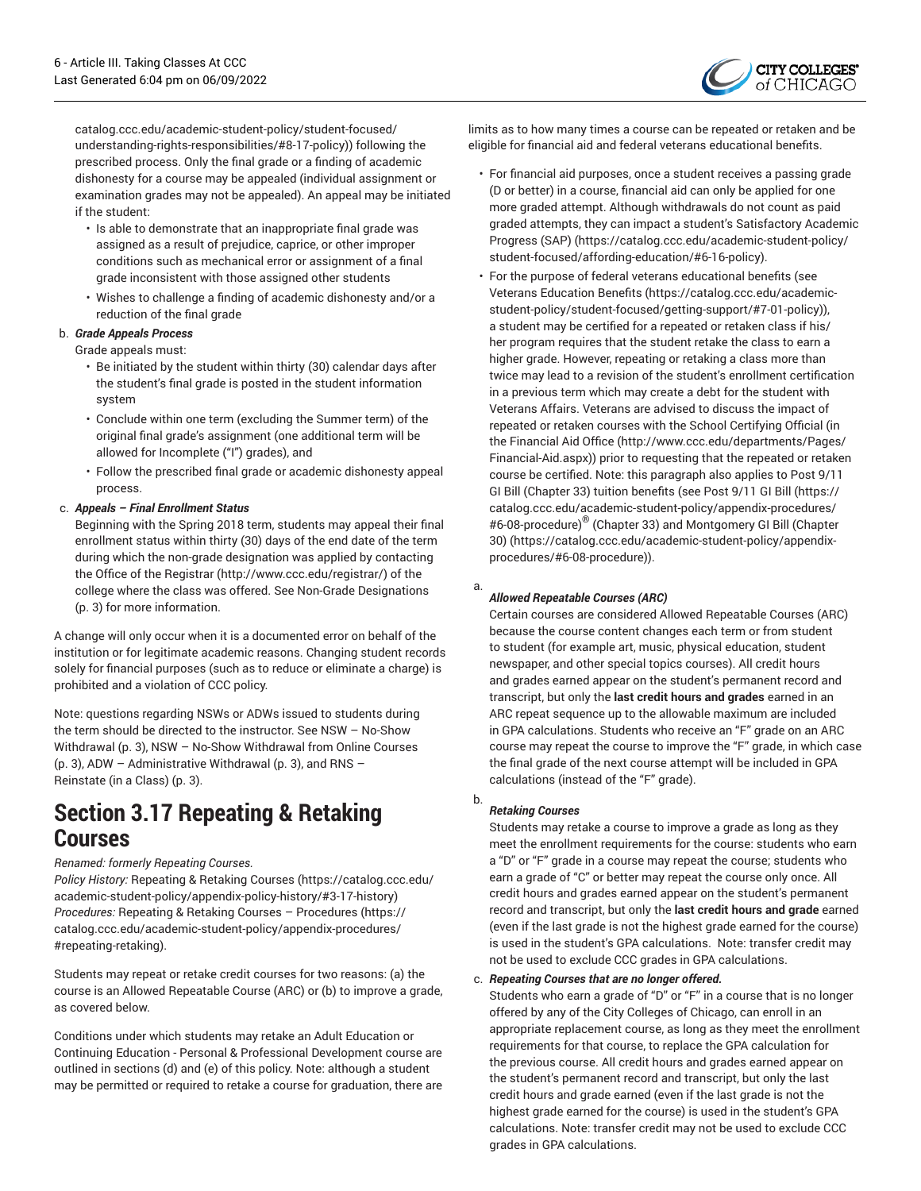catalog.ccc.edu/academic-student-policy/student-focused/understanding-rights-responsibilities/#8-17-policy)) following the prescribed process. Only the final grade or a finding of academic dishonesty for a course may be appealed (individual assignment or examination grades may not be appealed). An appeal may be initiated if the student:

- Is able to demonstrate that an inappropriate final grade was assigned as a result of prejudice, caprice, or other improper conditions such as mechanical error or assignment of a final grade inconsistent with those assigned other students
- Wishes to challenge a finding of academic dishonesty and/or a reduction of the final grade

b. ***Grade Appeals Process***
Grade appeals must:

- Be initiated by the student within thirty (30) calendar days after the student's final grade is posted in the student information system
- Conclude within one term (excluding the Summer term) of the original final grade's assignment (one additional term will be allowed for Incomplete ("I") grades), and
- Follow the prescribed final grade or academic dishonesty appeal process.

c. ***Appeals – Final Enrollment Status***
Beginning with the Spring 2018 term, students may appeal their final enrollment status within thirty (30) days of the end date of the term during which the non-grade designation was applied by contacting the Office of the Registrar (http://www.ccc.edu/registrar/) of the college where the class was offered. See Non-Grade Designations (p. 3) for more information.

A change will only occur when it is a documented error on behalf of the institution or for legitimate academic reasons. Changing student records solely for financial purposes (such as to reduce or eliminate a charge) is prohibited and a violation of CCC policy.

Note: questions regarding NSWs or ADWs issued to students during the term should be directed to the instructor. See NSW – No-Show Withdrawal (p. 3), NSW – No-Show Withdrawal from Online Courses (p. 3), ADW – Administrative Withdrawal (p. 3), and RNS – Reinstate (in a Class) (p. 3).

## Section 3.17 Repeating & Retaking Courses

*Renamed: formerly Repeating Courses.*
*Policy History:* Repeating & Retaking Courses (https://catalog.ccc.edu/academic-student-policy/appendix-policy-history/#3-17-history)
*Procedures:* Repeating & Retaking Courses – Procedures (https://catalog.ccc.edu/academic-student-policy/appendix-procedures/#repeating-retaking).

Students may repeat or retake credit courses for two reasons: (a) the course is an Allowed Repeatable Course (ARC) or (b) to improve a grade, as covered below.

Conditions under which students may retake an Adult Education or Continuing Education - Personal & Professional Development course are outlined in sections (d) and (e) of this policy. Note: although a student may be permitted or required to retake a course for graduation, there are limits as to how many times a course can be repeated or retaken and be eligible for financial aid and federal veterans educational benefits.

- For financial aid purposes, once a student receives a passing grade (D or better) in a course, financial aid can only be applied for one more graded attempt. Although withdrawals do not count as paid graded attempts, they can impact a student's Satisfactory Academic Progress (SAP) (https://catalog.ccc.edu/academic-student-policy/student-focused/affording-education/#6-16-policy).
- For the purpose of federal veterans educational benefits (see Veterans Education Benefits (https://catalog.ccc.edu/academic-student-policy/student-focused/getting-support/#7-01-policy)), a student may be certified for a repeated or retaken class if his/her program requires that the student retake the class to earn a higher grade. However, repeating or retaking a class more than twice may lead to a revision of the student's enrollment certification in a previous term which may create a debt for the student with Veterans Affairs. Veterans are advised to discuss the impact of repeated or retaken courses with the School Certifying Official (in the Financial Aid Office (http://www.ccc.edu/departments/Pages/Financial-Aid.aspx)) prior to requesting that the repeated or retaken course be certified. Note: this paragraph also applies to Post 9/11 GI Bill (Chapter 33) tuition benefits (see Post 9/11 GI Bill (https://catalog.ccc.edu/academic-student-policy/appendix-procedures/#6-08-procedure)® (Chapter 33) and Montgomery GI Bill (Chapter 30) (https://catalog.ccc.edu/academic-student-policy/appendix-procedures/#6-08-procedure)).

a. ***Allowed Repeatable Courses (ARC)***
Certain courses are considered Allowed Repeatable Courses (ARC) because the course content changes each term or from student to student (for example art, music, physical education, student newspaper, and other special topics courses). All credit hours and grades earned appear on the student's permanent record and transcript, but only the **last credit hours and grades** earned in an ARC repeat sequence up to the allowable maximum are included in GPA calculations. Students who receive an "F" grade on an ARC course may repeat the course to improve the "F" grade, in which case the final grade of the next course attempt will be included in GPA calculations (instead of the "F" grade).

b. ***Retaking Courses***
Students may retake a course to improve a grade as long as they meet the enrollment requirements for the course: students who earn a "D" or "F" grade in a course may repeat the course; students who earn a grade of "C" or better may repeat the course only once. All credit hours and grades earned appear on the student's permanent record and transcript, but only the **last credit hours and grade** earned (even if the last grade is not the highest grade earned for the course) is used in the student's GPA calculations. Note: transfer credit may not be used to exclude CCC grades in GPA calculations.

c. ***Repeating Courses that are no longer offered.***
Students who earn a grade of "D" or "F" in a course that is no longer offered by any of the City Colleges of Chicago, can enroll in an appropriate replacement course, as long as they meet the enrollment requirements for that course, to replace the GPA calculation for the previous course. All credit hours and grades earned appear on the student's permanent record and transcript, but only the last credit hours and grade earned (even if the last grade is not the highest grade earned for the course) is used in the student's GPA calculations. Note: transfer credit may not be used to exclude CCC grades in GPA calculations.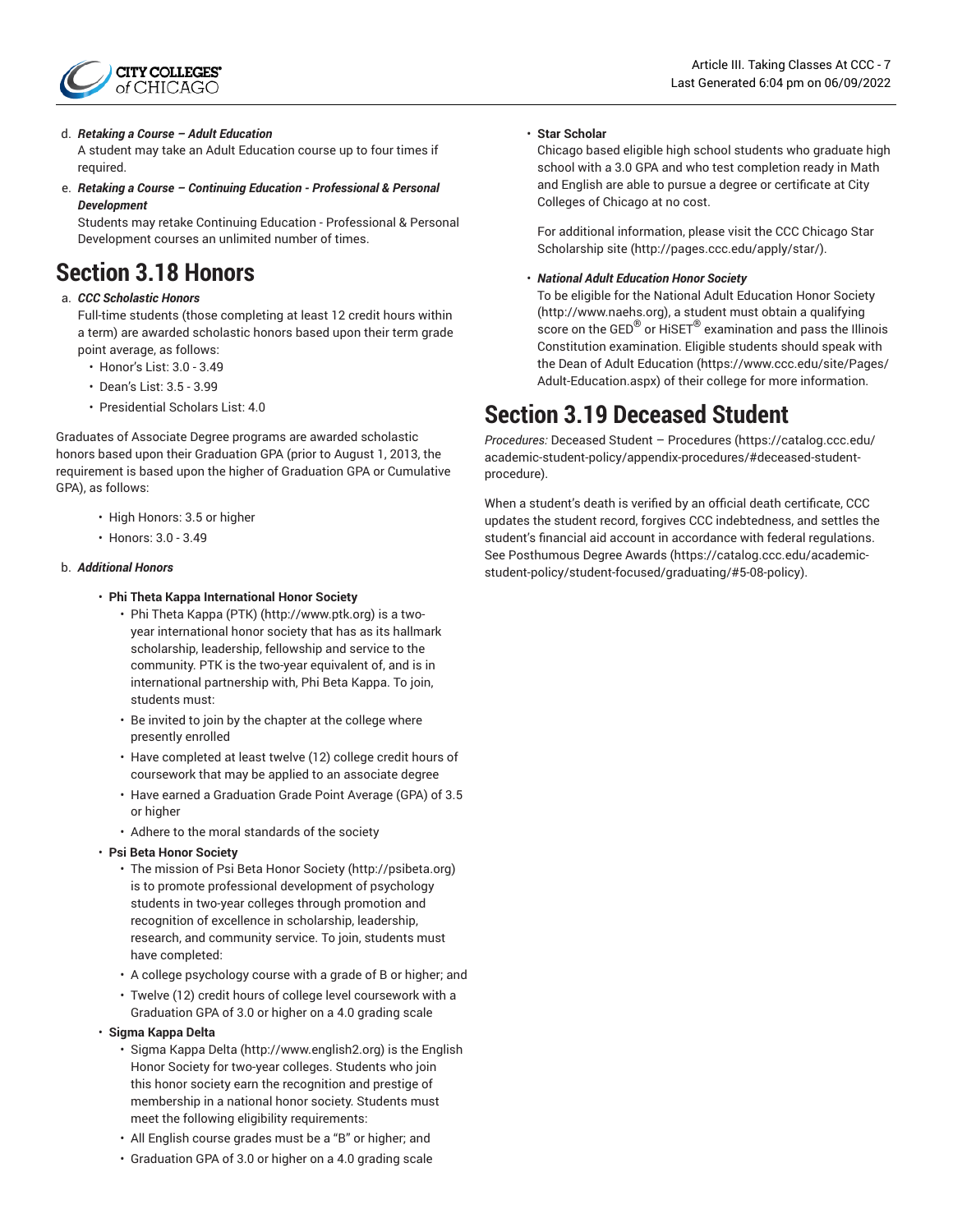d. ***Retaking a Course – Adult Education***
   A student may take an Adult Education course up to four times if required.

e. ***Retaking a Course – Continuing Education - Professional & Personal Development***
   Students may retake Continuing Education - Professional & Personal Development courses an unlimited number of times.

# Section 3.18 Honors

a. ***CCC Scholastic Honors***
   Full-time students (those completing at least 12 credit hours within a term) are awarded scholastic honors based upon their term grade point average, as follows:
   - Honor's List: 3.0 - 3.49
   - Dean's List: 3.5 - 3.99
   - Presidential Scholars List: 4.0

Graduates of Associate Degree programs are awarded scholastic honors based upon their Graduation GPA (prior to August 1, 2013, the requirement is based upon the higher of Graduation GPA or Cumulative GPA), as follows:

- High Honors: 3.5 or higher
- Honors: 3.0 - 3.49

b. ***Additional Honors***

- **Phi Theta Kappa International Honor Society**
  - Phi Theta Kappa (PTK) (http://www.ptk.org) is a two-year international honor society that has as its hallmark scholarship, leadership, fellowship and service to the community. PTK is the two-year equivalent of, and is in international partnership with, Phi Beta Kappa. To join, students must:
  - Be invited to join by the chapter at the college where presently enrolled
  - Have completed at least twelve (12) college credit hours of coursework that may be applied to an associate degree
  - Have earned a Graduation Grade Point Average (GPA) of 3.5 or higher
  - Adhere to the moral standards of the society
- **Psi Beta Honor Society**
  - The mission of Psi Beta Honor Society (http://psibeta.org) is to promote professional development of psychology students in two-year colleges through promotion and recognition of excellence in scholarship, leadership, research, and community service. To join, students must have completed:
  - A college psychology course with a grade of B or higher; and
  - Twelve (12) credit hours of college level coursework with a Graduation GPA of 3.0 or higher on a 4.0 grading scale
- **Sigma Kappa Delta**
  - Sigma Kappa Delta (http://www.english2.org) is the English Honor Society for two-year colleges. Students who join this honor society earn the recognition and prestige of membership in a national honor society. Students must meet the following eligibility requirements:
  - All English course grades must be a "B" or higher; and
  - Graduation GPA of 3.0 or higher on a 4.0 grading scale
- **Star Scholar**
  Chicago based eligible high school students who graduate high school with a 3.0 GPA and who test completion ready in Math and English are able to pursue a degree or certificate at City Colleges of Chicago at no cost.

  For additional information, please visit the CCC Chicago Star Scholarship site (http://pages.ccc.edu/apply/star/).
- ***National Adult Education Honor Society***
  To be eligible for the National Adult Education Honor Society (http://www.naehs.org), a student must obtain a qualifying score on the GED® or HiSET® examination and pass the Illinois Constitution examination. Eligible students should speak with the Dean of Adult Education (https://www.ccc.edu/site/Pages/Adult-Education.aspx) of their college for more information.

# Section 3.19 Deceased Student

*Procedures:* Deceased Student – Procedures (https://catalog.ccc.edu/academic-student-policy/appendix-procedures/#deceased-student-procedure).

When a student's death is verified by an official death certificate, CCC updates the student record, forgives CCC indebtedness, and settles the student's financial aid account in accordance with federal regulations. See Posthumous Degree Awards (https://catalog.ccc.edu/academic-student-policy/student-focused/graduating/#5-08-policy).